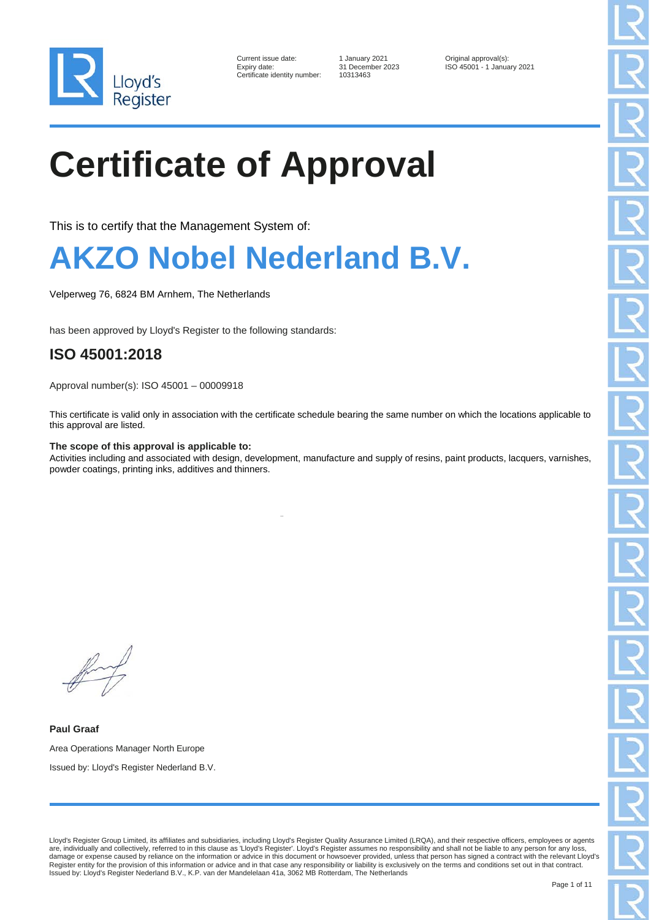Current issue date: 1 January 2021
Expiry date: 31 December 2023
Certificate identity number: 10313463

Original approval(s):
ISO 45001 - 1 January 2021

# Certificate of Approval

This is to certify that the Management System of:

# AKZO Nobel Nederland B.V.

Velperweg 76, 6824 BM Arnhem, The Netherlands

has been approved by Lloyd's Register to the following standards:

## ISO 45001:2018

Approval number(s): ISO 45001 – 00009918

This certificate is valid only in association with the certificate schedule bearing the same number on which the locations applicable to this approval are listed.

**The scope of this approval is applicable to:**
Activities including and associated with design, development, manufacture and supply of resins, paint products, lacquers, varnishes, powder coatings, printing inks, additives and thinners.

**Paul Graaf**

Area Operations Manager North Europe

Issued by: Lloyd's Register Nederland B.V.

Lloyd's Register Group Limited, its affiliates and subsidiaries, including Lloyd's Register Quality Assurance Limited (LRQA), and their respective officers, employees or agents are, individually and collectively, referred to in this clause as 'Lloyd's Register'. Lloyd's Register assumes no responsibility and shall not be liable to any person for any loss, damage or expense caused by reliance on the information or advice in this document or howsoever provided, unless that person has signed a contract with the relevant Lloyd's Register entity for the provision of this information or advice and in that case any responsibility or liability is exclusively on the terms and conditions set out in that contract.
Issued by: Lloyd's Register Nederland B.V., K.P. van der Mandelelaan 41a, 3062 MB Rotterdam, The Netherlands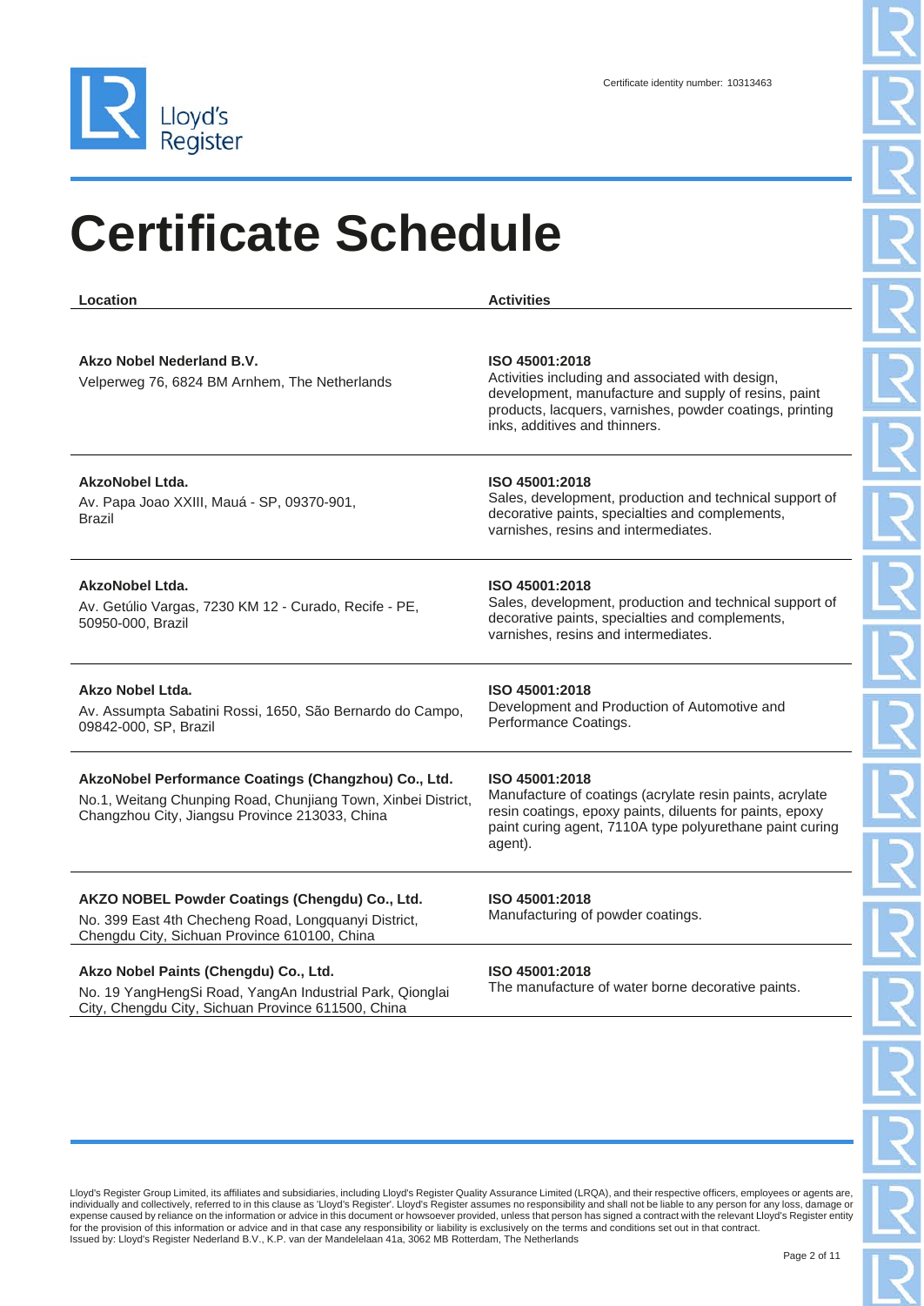Certificate identity number: 10313463

# Certificate Schedule

| Location | Activities |
|---|---|
| **Akzo Nobel Nederland B.V.**<br>Velperweg 76, 6824 BM Arnhem, The Netherlands | **ISO 45001:2018**<br>Activities including and associated with design, development, manufacture and supply of resins, paint products, lacquers, varnishes, powder coatings, printing inks, additives and thinners. |
| **AkzoNobel Ltda.**<br>Av. Papa Joao XXIII, Mauá - SP, 09370-901, Brazil | **ISO 45001:2018**<br>Sales, development, production and technical support of decorative paints, specialties and complements, varnishes, resins and intermediates. |
| **AkzoNobel Ltda.**<br>Av. Getúlio Vargas, 7230 KM 12 - Curado, Recife - PE, 50950-000, Brazil | **ISO 45001:2018**<br>Sales, development, production and technical support of decorative paints, specialties and complements, varnishes, resins and intermediates. |
| **Akzo Nobel Ltda.**<br>Av. Assumpta Sabatini Rossi, 1650, São Bernardo do Campo, 09842-000, SP, Brazil | **ISO 45001:2018**<br>Development and Production of Automotive and Performance Coatings. |
| **AkzoNobel Performance Coatings (Changzhou) Co., Ltd.**<br>No.1, Weitang Chunping Road, Chunjiang Town, Xinbei District, Changzhou City, Jiangsu Province 213033, China | **ISO 45001:2018**<br>Manufacture of coatings (acrylate resin paints, acrylate resin coatings, epoxy paints, diluents for paints, epoxy paint curing agent, 7110A type polyurethane paint curing agent). |
| **AKZO NOBEL Powder Coatings (Chengdu) Co., Ltd.**<br>No. 399 East 4th Checheng Road, Longquanyi District, Chengdu City, Sichuan Province 610100, China | **ISO 45001:2018**<br>Manufacturing of powder coatings. |
| **Akzo Nobel Paints (Chengdu) Co., Ltd.**<br>No. 19 YangHengSi Road, YangAn Industrial Park, Qionglai City, Chengdu City, Sichuan Province 611500, China | **ISO 45001:2018**<br>The manufacture of water borne decorative paints. |

Lloyd's Register Group Limited, its affiliates and subsidiaries, including Lloyd's Register Quality Assurance Limited (LRQA), and their respective officers, employees or agents are, individually and collectively, referred to in this clause as 'Lloyd's Register'. Lloyd's Register assumes no responsibility and shall not be liable to any person for any loss, damage or expense caused by reliance on the information or advice in this document or howsoever provided, unless that person has signed a contract with the relevant Lloyd's Register entity for the provision of this information or advice and in that case any responsibility or liability is exclusively on the terms and conditions set out in that contract.
Issued by: Lloyd's Register Nederland B.V., K.P. van der Mandelelaan 41a, 3062 MB Rotterdam, The Netherlands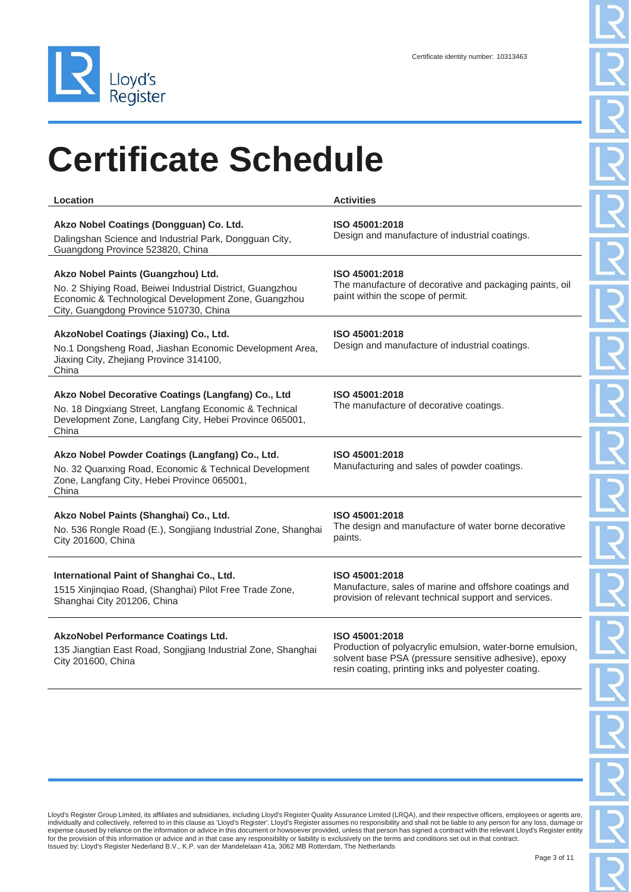Certificate identity number: 10313463

# Certificate Schedule

| Location | Activities |
|---|---|
| **Akzo Nobel Coatings (Dongguan) Co. Ltd.**<br>Dalingshan Science and Industrial Park, Dongguan City, Guangdong Province 523820, China | **ISO 45001:2018**<br>Design and manufacture of industrial coatings. |
| **Akzo Nobel Paints (Guangzhou) Ltd.**<br>No. 2 Shiying Road, Beiwei Industrial District, Guangzhou Economic & Technological Development Zone, Guangzhou City, Guangdong Province 510730, China | **ISO 45001:2018**<br>The manufacture of decorative and packaging paints, oil paint within the scope of permit. |
| **AkzoNobel Coatings (Jiaxing) Co., Ltd.**<br>No.1 Dongsheng Road, Jiashan Economic Development Area, Jiaxing City, Zhejiang Province 314100, China | **ISO 45001:2018**<br>Design and manufacture of industrial coatings. |
| **Akzo Nobel Decorative Coatings (Langfang) Co., Ltd**<br>No. 18 Dingxiang Street, Langfang Economic & Technical Development Zone, Langfang City, Hebei Province 065001, China | **ISO 45001:2018**<br>The manufacture of decorative coatings. |
| **Akzo Nobel Powder Coatings (Langfang) Co., Ltd.**<br>No. 32 Quanxing Road, Economic & Technical Development Zone, Langfang City, Hebei Province 065001, China | **ISO 45001:2018**<br>Manufacturing and sales of powder coatings. |
| **Akzo Nobel Paints (Shanghai) Co., Ltd.**<br>No. 536 Rongle Road (E.), Songjiang Industrial Zone, Shanghai City 201600, China | **ISO 45001:2018**<br>The design and manufacture of water borne decorative paints. |
| **International Paint of Shanghai Co., Ltd.**<br>1515 Xinjinqiao Road, (Shanghai) Pilot Free Trade Zone, Shanghai City 201206, China | **ISO 45001:2018**<br>Manufacture, sales of marine and offshore coatings and provision of relevant technical support and services. |
| **AkzoNobel Performance Coatings Ltd.**<br>135 Jiangtian East Road, Songjiang Industrial Zone, Shanghai City 201600, China | **ISO 45001:2018**<br>Production of polyacrylic emulsion, water-borne emulsion, solvent base PSA (pressure sensitive adhesive), epoxy resin coating, printing inks and polyester coating. |

Lloyd's Register Group Limited, its affiliates and subsidiaries, including Lloyd's Register Quality Assurance Limited (LRQA), and their respective officers, employees or agents are, individually and collectively, referred to in this clause as 'Lloyd's Register'. Lloyd's Register assumes no responsibility and shall not be liable to any person for any loss, damage or expense caused by reliance on the information or advice in this document or howsoever provided, unless that person has signed a contract with the relevant Lloyd's Register entity for the provision of this information or advice and in that case any responsibility or liability is exclusively on the terms and conditions set out in that contract.
Issued by: Lloyd's Register Nederland B.V., K.P. van der Mandelelaan 41a, 3062 MB Rotterdam, The Netherlands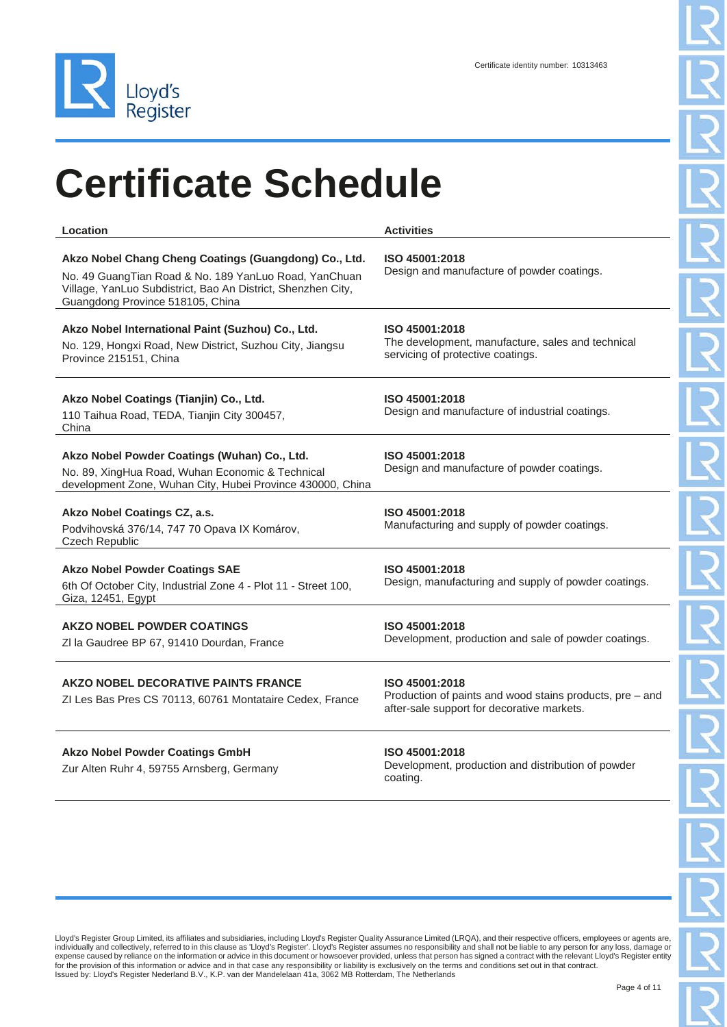Certificate identity number: 10313463

# Certificate Schedule

| Location | Activities |
|---|---|
| **Akzo Nobel Chang Cheng Coatings (Guangdong) Co., Ltd.**<br>No. 49 GuangTian Road & No. 189 YanLuo Road, YanChuan Village, YanLuo Subdistrict, Bao An District, Shenzhen City, Guangdong Province 518105, China | **ISO 45001:2018**<br>Design and manufacture of powder coatings. |
| **Akzo Nobel International Paint (Suzhou) Co., Ltd.**<br>No. 129, Hongxi Road, New District, Suzhou City, Jiangsu Province 215151, China | **ISO 45001:2018**<br>The development, manufacture, sales and technical servicing of protective coatings. |
| **Akzo Nobel Coatings (Tianjin) Co., Ltd.**<br>110 Taihua Road, TEDA, Tianjin City 300457, China | **ISO 45001:2018**<br>Design and manufacture of industrial coatings. |
| **Akzo Nobel Powder Coatings (Wuhan) Co., Ltd.**<br>No. 89, XingHua Road, Wuhan Economic & Technical development Zone, Wuhan City, Hubei Province 430000, China | **ISO 45001:2018**<br>Design and manufacture of powder coatings. |
| **Akzo Nobel Coatings CZ, a.s.**<br>Podvihovská 376/14, 747 70 Opava IX Komárov, Czech Republic | **ISO 45001:2018**<br>Manufacturing and supply of powder coatings. |
| **Akzo Nobel Powder Coatings SAE**<br>6th Of October City, Industrial Zone 4 - Plot 11 - Street 100, Giza, 12451, Egypt | **ISO 45001:2018**<br>Design, manufacturing and supply of powder coatings. |
| **AKZO NOBEL POWDER COATINGS**<br>ZI la Gaudree BP 67, 91410 Dourdan, France | **ISO 45001:2018**<br>Development, production and sale of powder coatings. |
| **AKZO NOBEL DECORATIVE PAINTS FRANCE**<br>ZI Les Bas Pres CS 70113, 60761 Montataire Cedex, France | **ISO 45001:2018**<br>Production of paints and wood stains products, pre – and after-sale support for decorative markets. |
| **Akzo Nobel Powder Coatings GmbH**<br>Zur Alten Ruhr 4, 59755 Arnsberg, Germany | **ISO 45001:2018**<br>Development, production and distribution of powder coating. |

Lloyd's Register Group Limited, its affiliates and subsidiaries, including Lloyd's Register Quality Assurance Limited (LRQA), and their respective officers, employees or agents are, individually and collectively, referred to in this clause as 'Lloyd's Register'. Lloyd's Register assumes no responsibility and shall not be liable to any person for any loss, damage or expense caused by reliance on the information or advice in this document or howsoever provided, unless that person has signed a contract with the relevant Lloyd's Register entity for the provision of this information or advice and in that case any responsibility or liability is exclusively on the terms and conditions set out in that contract.
Issued by: Lloyd's Register Nederland B.V., K.P. van der Mandelelaan 41a, 3062 MB Rotterdam, The Netherlands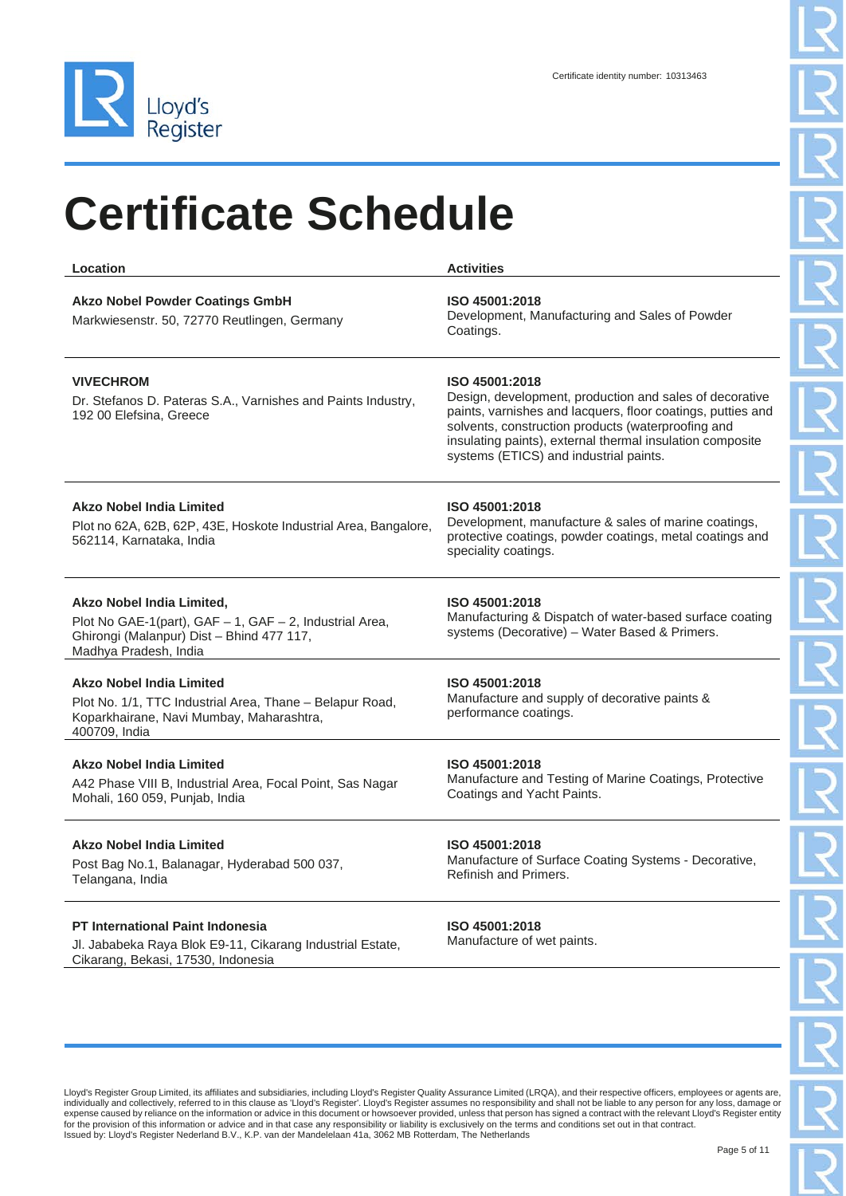Certificate identity number: 10313463

# Certificate Schedule

| Location | Activities |
| --- | --- |
| **Akzo Nobel Powder Coatings GmbH**<br>Markwiesenstr. 50, 72770 Reutlingen, Germany | **ISO 45001:2018**<br>Development, Manufacturing and Sales of Powder Coatings. |
| **VIVECHROM**<br>Dr. Stefanos D. Pateras S.A., Varnishes and Paints Industry, 192 00 Elefsina, Greece | **ISO 45001:2018**<br>Design, development, production and sales of decorative paints, varnishes and lacquers, floor coatings, putties and solvents, construction products (waterproofing and insulating paints), external thermal insulation composite systems (ETICS) and industrial paints. |
| **Akzo Nobel India Limited**<br>Plot no 62A, 62B, 62P, 43E, Hoskote Industrial Area, Bangalore, 562114, Karnataka, India | **ISO 45001:2018**<br>Development, manufacture & sales of marine coatings, protective coatings, powder coatings, metal coatings and speciality coatings. |
| **Akzo Nobel India Limited,**<br>Plot No GAE-1(part), GAF – 1, GAF – 2, Industrial Area, Ghirongi (Malanpur) Dist – Bhind 477 117, Madhya Pradesh, India | **ISO 45001:2018**<br>Manufacturing & Dispatch of water-based surface coating systems (Decorative) – Water Based & Primers. |
| **Akzo Nobel India Limited**<br>Plot No. 1/1, TTC Industrial Area, Thane – Belapur Road, Koparkhairane, Navi Mumbay, Maharashtra, 400709, India | **ISO 45001:2018**<br>Manufacture and supply of decorative paints & performance coatings. |
| **Akzo Nobel India Limited**<br>A42 Phase VIII B, Industrial Area, Focal Point, Sas Nagar Mohali, 160 059, Punjab, India | **ISO 45001:2018**<br>Manufacture and Testing of Marine Coatings, Protective Coatings and Yacht Paints. |
| **Akzo Nobel India Limited**<br>Post Bag No.1, Balanagar, Hyderabad 500 037, Telangana, India | **ISO 45001:2018**<br>Manufacture of Surface Coating Systems - Decorative, Refinish and Primers. |
| **PT International Paint Indonesia**<br>Jl. Jababeka Raya Blok E9-11, Cikarang Industrial Estate, Cikarang, Bekasi, 17530, Indonesia | **ISO 45001:2018**<br>Manufacture of wet paints. |

Lloyd's Register Group Limited, its affiliates and subsidiaries, including Lloyd's Register Quality Assurance Limited (LRQA), and their respective officers, employees or agents are, individually and collectively, referred to in this clause as 'Lloyd's Register'. Lloyd's Register assumes no responsibility and shall not be liable to any person for any loss, damage or expense caused by reliance on the information or advice in this document or howsoever provided, unless that person has signed a contract with the relevant Lloyd's Register entity for the provision of this information or advice and in that case any responsibility or liability is exclusively on the terms and conditions set out in that contract.
Issued by: Lloyd's Register Nederland B.V., K.P. van der Mandelelaan 41a, 3062 MB Rotterdam, The Netherlands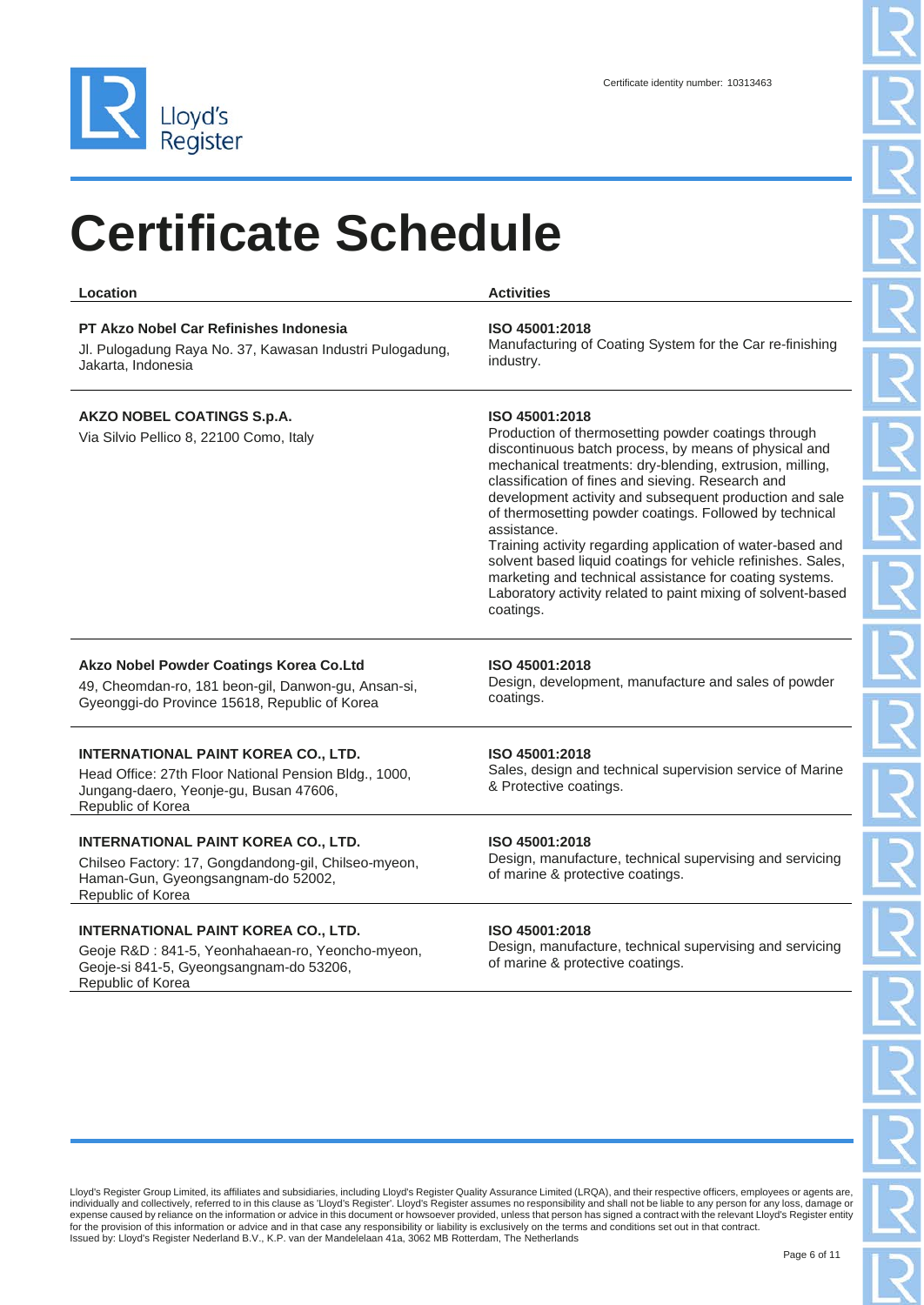Certificate identity number: 10313463

# Certificate Schedule

| Location | Activities |
|---|---|
| **PT Akzo Nobel Car Refinishes Indonesia**<br>Jl. Pulogadung Raya No. 37, Kawasan Industri Pulogadung, Jakarta, Indonesia | **ISO 45001:2018**<br>Manufacturing of Coating System for the Car re-finishing industry. |
| **AKZO NOBEL COATINGS S.p.A.**<br>Via Silvio Pellico 8, 22100 Como, Italy | **ISO 45001:2018**<br>Production of thermosetting powder coatings through discontinuous batch process, by means of physical and mechanical treatments: dry-blending, extrusion, milling, classification of fines and sieving. Research and development activity and subsequent production and sale of thermosetting powder coatings. Followed by technical assistance.<br>Training activity regarding application of water-based and solvent based liquid coatings for vehicle refinishes. Sales, marketing and technical assistance for coating systems. Laboratory activity related to paint mixing of solvent-based coatings. |
| **Akzo Nobel Powder Coatings Korea Co.Ltd**<br>49, Cheomdan-ro, 181 beon-gil, Danwon-gu, Ansan-si, Gyeonggi-do Province 15618, Republic of Korea | **ISO 45001:2018**<br>Design, development, manufacture and sales of powder coatings. |
| **INTERNATIONAL PAINT KOREA CO., LTD.**<br>Head Office: 27th Floor National Pension Bldg., 1000, Jungang-daero, Yeonje-gu, Busan 47606, Republic of Korea | **ISO 45001:2018**<br>Sales, design and technical supervision service of Marine & Protective coatings. |
| **INTERNATIONAL PAINT KOREA CO., LTD.**<br>Chilseo Factory: 17, Gongdandong-gil, Chilseo-myeon, Haman-Gun, Gyeongsangnam-do 52002, Republic of Korea | **ISO 45001:2018**<br>Design, manufacture, technical supervising and servicing of marine & protective coatings. |
| **INTERNATIONAL PAINT KOREA CO., LTD.**<br>Geoje R&D : 841-5, Yeonhahaean-ro, Yeoncho-myeon, Geoje-si 841-5, Gyeongsangnam-do 53206, Republic of Korea | **ISO 45001:2018**<br>Design, manufacture, technical supervising and servicing of marine & protective coatings. |

Lloyd's Register Group Limited, its affiliates and subsidiaries, including Lloyd's Register Quality Assurance Limited (LRQA), and their respective officers, employees or agents are, individually and collectively, referred to in this clause as 'Lloyd's Register'. Lloyd's Register assumes no responsibility and shall not be liable to any person for any loss, damage or expense caused by reliance on the information or advice in this document or howsoever provided, unless that person has signed a contract with the relevant Lloyd's Register entity for the provision of this information or advice and in that case any responsibility or liability is exclusively on the terms and conditions set out in that contract.
Issued by: Lloyd's Register Nederland B.V., K.P. van der Mandelelaan 41a, 3062 MB Rotterdam, The Netherlands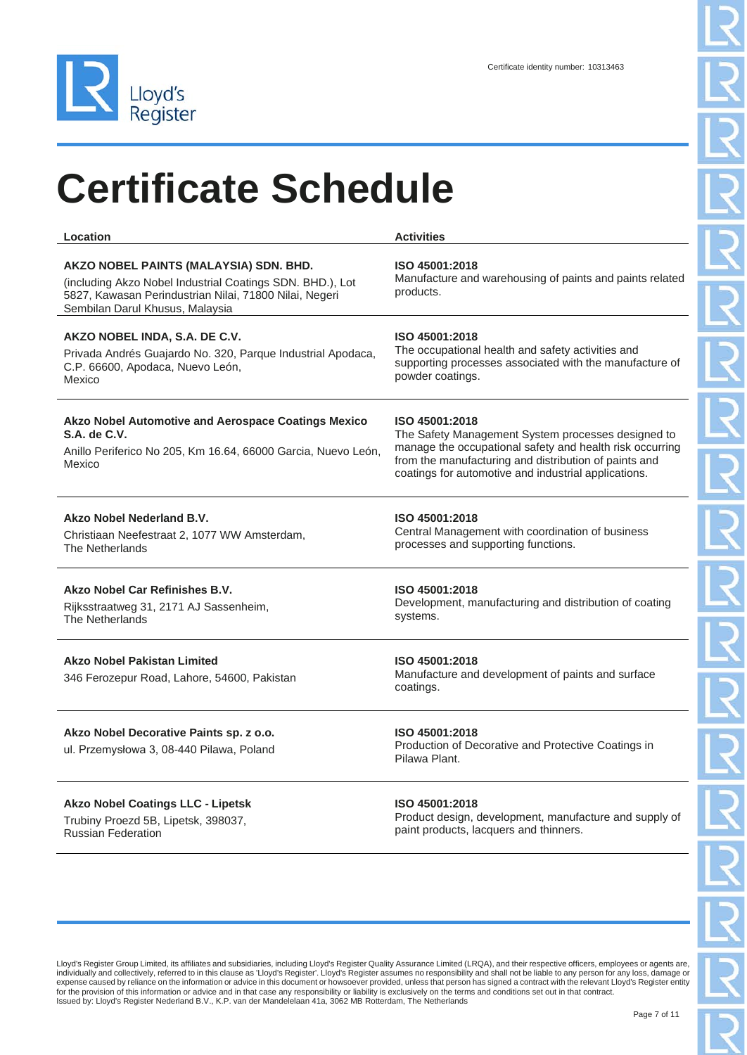Lloyd's Register

Certificate identity number: 10313463

# Certificate Schedule

| Location | Activities |
| --- | --- |
| **AKZO NOBEL PAINTS (MALAYSIA) SDN. BHD.**<br>(including Akzo Nobel Industrial Coatings SDN. BHD.), Lot 5827, Kawasan Perindustrian Nilai, 71800 Nilai, Negeri Sembilan Darul Khusus, Malaysia | **ISO 45001:2018**<br>Manufacture and warehousing of paints and paints related products. |
| **AKZO NOBEL INDA, S.A. DE C.V.**<br>Privada Andrés Guajardo No. 320, Parque Industrial Apodaca, C.P. 66600, Apodaca, Nuevo León, Mexico | **ISO 45001:2018**<br>The occupational health and safety activities and supporting processes associated with the manufacture of powder coatings. |
| **Akzo Nobel Automotive and Aerospace Coatings Mexico S.A. de C.V.**<br>Anillo Periferico No 205, Km 16.64, 66000 Garcia, Nuevo León, Mexico | **ISO 45001:2018**<br>The Safety Management System processes designed to manage the occupational safety and health risk occurring from the manufacturing and distribution of paints and coatings for automotive and industrial applications. |
| **Akzo Nobel Nederland B.V.**<br>Christiaan Neefestraat 2, 1077 WW Amsterdam, The Netherlands | **ISO 45001:2018**<br>Central Management with coordination of business processes and supporting functions. |
| **Akzo Nobel Car Refinishes B.V.**<br>Rijksstraatweg 31, 2171 AJ Sassenheim, The Netherlands | **ISO 45001:2018**<br>Development, manufacturing and distribution of coating systems. |
| **Akzo Nobel Pakistan Limited**<br>346 Ferozepur Road, Lahore, 54600, Pakistan | **ISO 45001:2018**<br>Manufacture and development of paints and surface coatings. |
| **Akzo Nobel Decorative Paints sp. z o.o.**<br>ul. Przemysłowa 3, 08-440 Pilawa, Poland | **ISO 45001:2018**<br>Production of Decorative and Protective Coatings in Pilawa Plant. |
| **Akzo Nobel Coatings LLC - Lipetsk**<br>Trubiny Proezd 5B, Lipetsk, 398037, Russian Federation | **ISO 45001:2018**<br>Product design, development, manufacture and supply of paint products, lacquers and thinners. |

Lloyd's Register Group Limited, its affiliates and subsidiaries, including Lloyd's Register Quality Assurance Limited (LRQA), and their respective officers, employees or agents are, individually and collectively, referred to in this clause as 'Lloyd's Register'. Lloyd's Register assumes no responsibility and shall not be liable to any person for any loss, damage or expense caused by reliance on the information or advice in this document or howsoever provided, unless that person has signed a contract with the relevant Lloyd's Register entity for the provision of this information or advice and in that case any responsibility or liability is exclusively on the terms and conditions set out in that contract.
Issued by: Lloyd's Register Nederland B.V., K.P. van der Mandelelaan 41a, 3062 MB Rotterdam, The Netherlands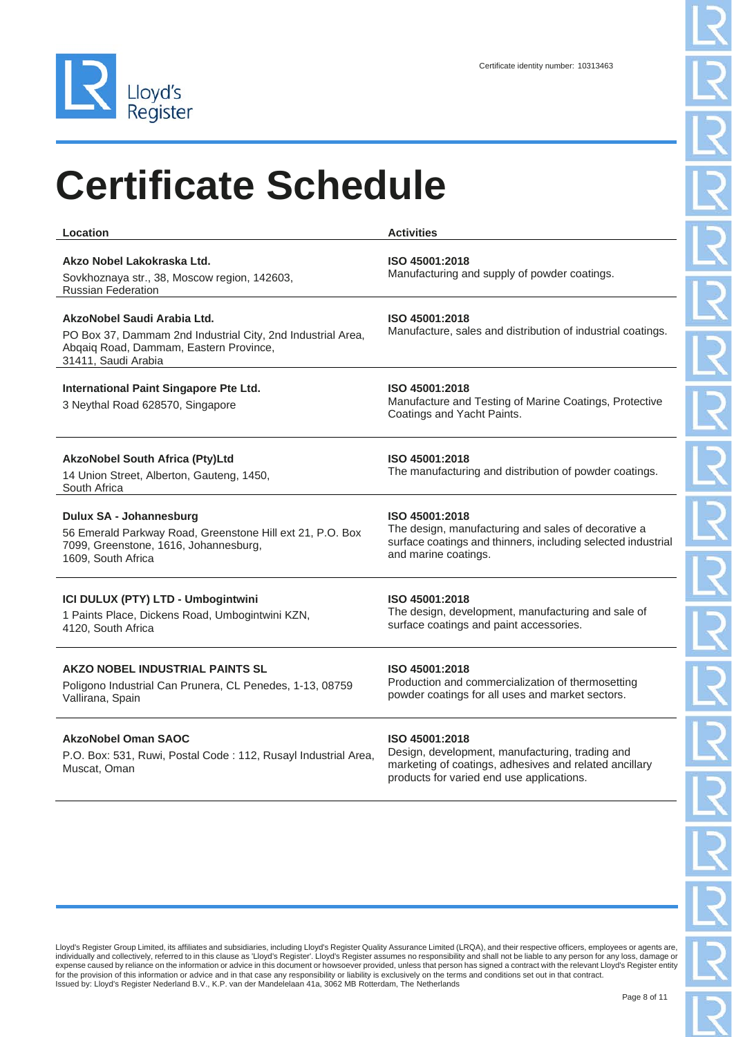Certificate identity number: 10313463

# Certificate Schedule

| Location | Activities |
| --- | --- |
| **Akzo Nobel Lakokraska Ltd.**<br>Sovkhoznaya str., 38, Moscow region, 142603, Russian Federation | **ISO 45001:2018**<br>Manufacturing and supply of powder coatings. |
| **AkzoNobel Saudi Arabia Ltd.**<br>PO Box 37, Dammam 2nd Industrial City, 2nd Industrial Area, Abqaiq Road, Dammam, Eastern Province, 31411, Saudi Arabia | **ISO 45001:2018**<br>Manufacture, sales and distribution of industrial coatings. |
| **International Paint Singapore Pte Ltd.**<br>3 Neythal Road 628570, Singapore | **ISO 45001:2018**<br>Manufacture and Testing of Marine Coatings, Protective Coatings and Yacht Paints. |
| **AkzoNobel South Africa (Pty)Ltd**<br>14 Union Street, Alberton, Gauteng, 1450, South Africa | **ISO 45001:2018**<br>The manufacturing and distribution of powder coatings. |
| **Dulux SA - Johannesburg**<br>56 Emerald Parkway Road, Greenstone Hill ext 21, P.O. Box 7099, Greenstone, 1616, Johannesburg, 1609, South Africa | **ISO 45001:2018**<br>The design, manufacturing and sales of decorative a surface coatings and thinners, including selected industrial and marine coatings. |
| **ICI DULUX (PTY) LTD - Umbogintwini**<br>1 Paints Place, Dickens Road, Umbogintwini KZN, 4120, South Africa | **ISO 45001:2018**<br>The design, development, manufacturing and sale of surface coatings and paint accessories. |
| **AKZO NOBEL INDUSTRIAL PAINTS SL**<br>Poligono Industrial Can Prunera, CL Penedes, 1-13, 08759 Vallirana, Spain | **ISO 45001:2018**<br>Production and commercialization of thermosetting powder coatings for all uses and market sectors. |
| **AkzoNobel Oman SAOC**<br>P.O. Box: 531, Ruwi, Postal Code : 112, Rusayl Industrial Area, Muscat, Oman | **ISO 45001:2018**<br>Design, development, manufacturing, trading and marketing of coatings, adhesives and related ancillary products for varied end use applications. |

Lloyd's Register Group Limited, its affiliates and subsidiaries, including Lloyd's Register Quality Assurance Limited (LRQA), and their respective officers, employees or agents are, individually and collectively, referred to in this clause as 'Lloyd's Register'. Lloyd's Register assumes no responsibility and shall not be liable to any person for any loss, damage or expense caused by reliance on the information or advice in this document or howsoever provided, unless that person has signed a contract with the relevant Lloyd's Register entity for the provision of this information or advice and in that case any responsibility or liability is exclusively on the terms and conditions set out in that contract.
Issued by: Lloyd's Register Nederland B.V., K.P. van der Mandelelaan 41a, 3062 MB Rotterdam, The Netherlands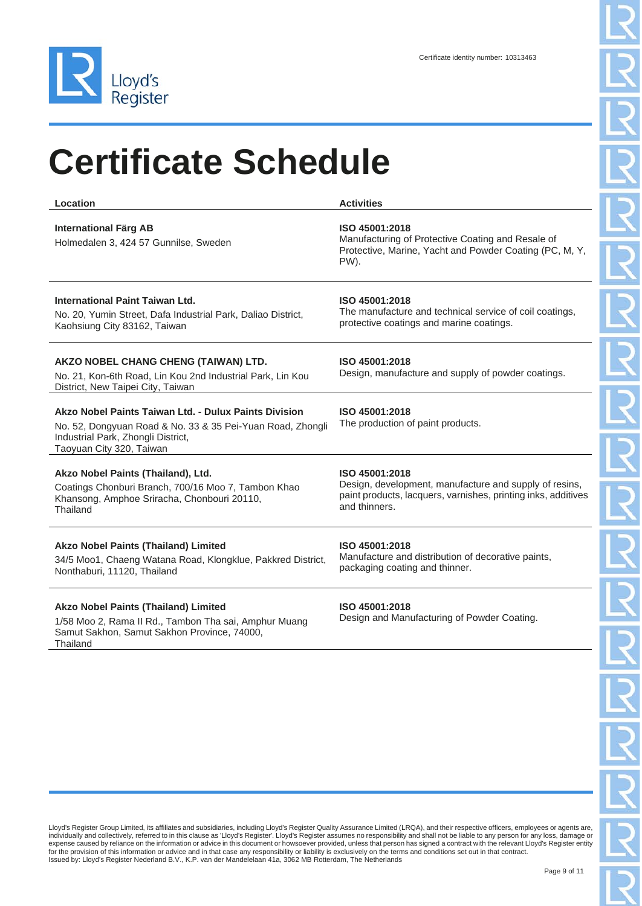Certificate identity number: 10313463

# Certificate Schedule

| Location | Activities |
| --- | --- |
| **International Färg AB**<br>Holmedalen 3, 424 57 Gunnilse, Sweden | **ISO 45001:2018**<br>Manufacturing of Protective Coating and Resale of Protective, Marine, Yacht and Powder Coating (PC, M, Y, PW). |
| **International Paint Taiwan Ltd.**<br>No. 20, Yumin Street, Dafa Industrial Park, Daliao District, Kaohsiung City 83162, Taiwan | **ISO 45001:2018**<br>The manufacture and technical service of coil coatings, protective coatings and marine coatings. |
| **AKZO NOBEL CHANG CHENG (TAIWAN) LTD.**<br>No. 21, Kon-6th Road, Lin Kou 2nd Industrial Park, Lin Kou District, New Taipei City, Taiwan | **ISO 45001:2018**<br>Design, manufacture and supply of powder coatings. |
| **Akzo Nobel Paints Taiwan Ltd. - Dulux Paints Division**<br>No. 52, Dongyuan Road & No. 33 & 35 Pei-Yuan Road, Zhongli Industrial Park, Zhongli District, Taoyuan City 320, Taiwan | **ISO 45001:2018**<br>The production of paint products. |
| **Akzo Nobel Paints (Thailand), Ltd.**<br>Coatings Chonburi Branch, 700/16 Moo 7, Tambon Khao Khansong, Amphoe Sriracha, Chonbouri 20110, Thailand | **ISO 45001:2018**<br>Design, development, manufacture and supply of resins, paint products, lacquers, varnishes, printing inks, additives and thinners. |
| **Akzo Nobel Paints (Thailand) Limited**<br>34/5 Moo1, Chaeng Watana Road, Klongklue, Pakkred District, Nonthaburi, 11120, Thailand | **ISO 45001:2018**<br>Manufacture and distribution of decorative paints, packaging coating and thinner. |
| **Akzo Nobel Paints (Thailand) Limited**<br>1/58 Moo 2, Rama II Rd., Tambon Tha sai, Amphur Muang Samut Sakhon, Samut Sakhon Province, 74000, Thailand | **ISO 45001:2018**<br>Design and Manufacturing of Powder Coating. |

Lloyd's Register Group Limited, its affiliates and subsidiaries, including Lloyd's Register Quality Assurance Limited (LRQA), and their respective officers, employees or agents are, individually and collectively, referred to in this clause as 'Lloyd's Register'. Lloyd's Register assumes no responsibility and shall not be liable to any person for any loss, damage or expense caused by reliance on the information or advice in this document or howsoever provided, unless that person has signed a contract with the relevant Lloyd's Register entity for the provision of this information or advice and in that case any responsibility or liability is exclusively on the terms and conditions set out in that contract.
Issued by: Lloyd's Register Nederland B.V., K.P. van der Mandelelaan 41a, 3062 MB Rotterdam, The Netherlands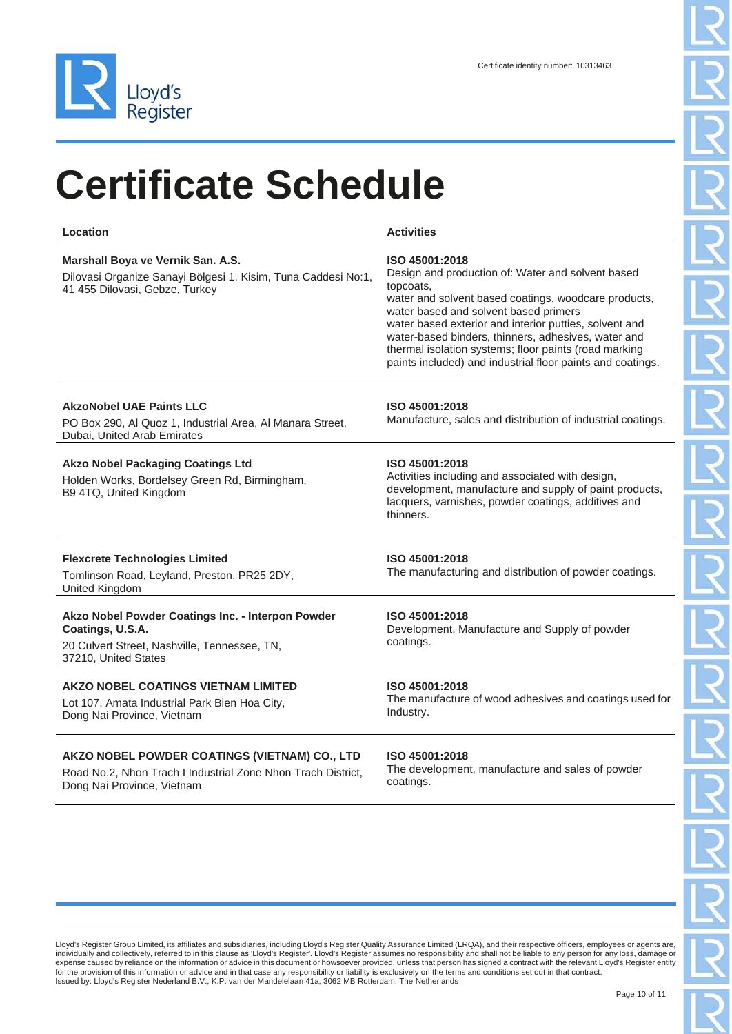Certificate identity number: 10313463

# Certificate Schedule

| Location | Activities |
| --- | --- |
| **Marshall Boya ve Vernik San. A.S.**<br>Dilovasi Organize Sanayi Bölgesi 1. Kisim, Tuna Caddesi No:1, 41 455 Dilovasi, Gebze, Turkey | **ISO 45001:2018**<br>Design and production of: Water and solvent based topcoats,<br>water and solvent based coatings, woodcare products, water based and solvent based primers<br>water based exterior and interior putties, solvent and water-based binders, thinners, adhesives, water and thermal isolation systems; floor paints (road marking paints included) and industrial floor paints and coatings. |
| **AkzoNobel UAE Paints LLC**<br>PO Box 290, Al Quoz 1, Industrial Area, Al Manara Street, Dubai, United Arab Emirates | **ISO 45001:2018**<br>Manufacture, sales and distribution of industrial coatings. |
| **Akzo Nobel Packaging Coatings Ltd**<br>Holden Works, Bordelsey Green Rd, Birmingham, B9 4TQ, United Kingdom | **ISO 45001:2018**<br>Activities including and associated with design, development, manufacture and supply of paint products, lacquers, varnishes, powder coatings, additives and thinners. |
| **Flexcrete Technologies Limited**<br>Tomlinson Road, Leyland, Preston, PR25 2DY, United Kingdom | **ISO 45001:2018**<br>The manufacturing and distribution of powder coatings. |
| **Akzo Nobel Powder Coatings Inc. - Interpon Powder Coatings, U.S.A.**<br>20 Culvert Street, Nashville, Tennessee, TN, 37210, United States | **ISO 45001:2018**<br>Development, Manufacture and Supply of powder coatings. |
| **AKZO NOBEL COATINGS VIETNAM LIMITED**<br>Lot 107, Amata Industrial Park Bien Hoa City, Dong Nai Province, Vietnam | **ISO 45001:2018**<br>The manufacture of wood adhesives and coatings used for Industry. |
| **AKZO NOBEL POWDER COATINGS (VIETNAM) CO., LTD**<br>Road No.2, Nhon Trach I Industrial Zone Nhon Trach District, Dong Nai Province, Vietnam | **ISO 45001:2018**<br>The development, manufacture and sales of powder coatings. |

Lloyd's Register Group Limited, its affiliates and subsidiaries, including Lloyd's Register Quality Assurance Limited (LRQA), and their respective officers, employees or agents are, individually and collectively, referred to in this clause as 'Lloyd's Register'. Lloyd's Register assumes no responsibility and shall not be liable to any person for any loss, damage or expense caused by reliance on the information or advice in this document or howsoever provided, unless that person has signed a contract with the relevant Lloyd's Register entity for the provision of this information or advice and in that case any responsibility or liability is exclusively on the terms and conditions set out in that contract.
Issued by: Lloyd's Register Nederland B.V., K.P. van der Mandelelaan 41a, 3062 MB Rotterdam, The Netherlands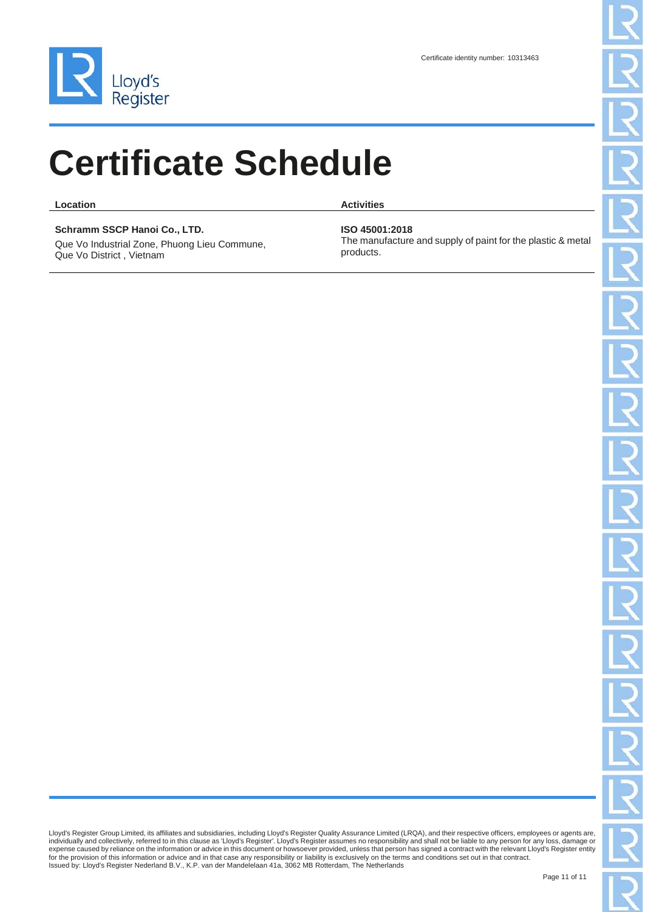Certificate identity number: 10313463

# Certificate Schedule

| Location | Activities |
| --- | --- |
| **Schramm SSCP Hanoi Co., LTD.** Que Vo Industrial Zone, Phuong Lieu Commune, Que Vo District , Vietnam | **ISO 45001:2018** The manufacture and supply of paint for the plastic & metal products. |

Lloyd's Register Group Limited, its affiliates and subsidiaries, including Lloyd's Register Quality Assurance Limited (LRQA), and their respective officers, employees or agents are, individually and collectively, referred to in this clause as 'Lloyd's Register'. Lloyd's Register assumes no responsibility and shall not be liable to any person for any loss, damage or expense caused by reliance on the information or advice in this document or howsoever provided, unless that person has signed a contract with the relevant Lloyd's Register entity for the provision of this information or advice and in that case any responsibility or liability is exclusively on the terms and conditions set out in that contract.
Issued by: Lloyd's Register Nederland B.V., K.P. van der Mandelelaan 41a, 3062 MB Rotterdam, The Netherlands